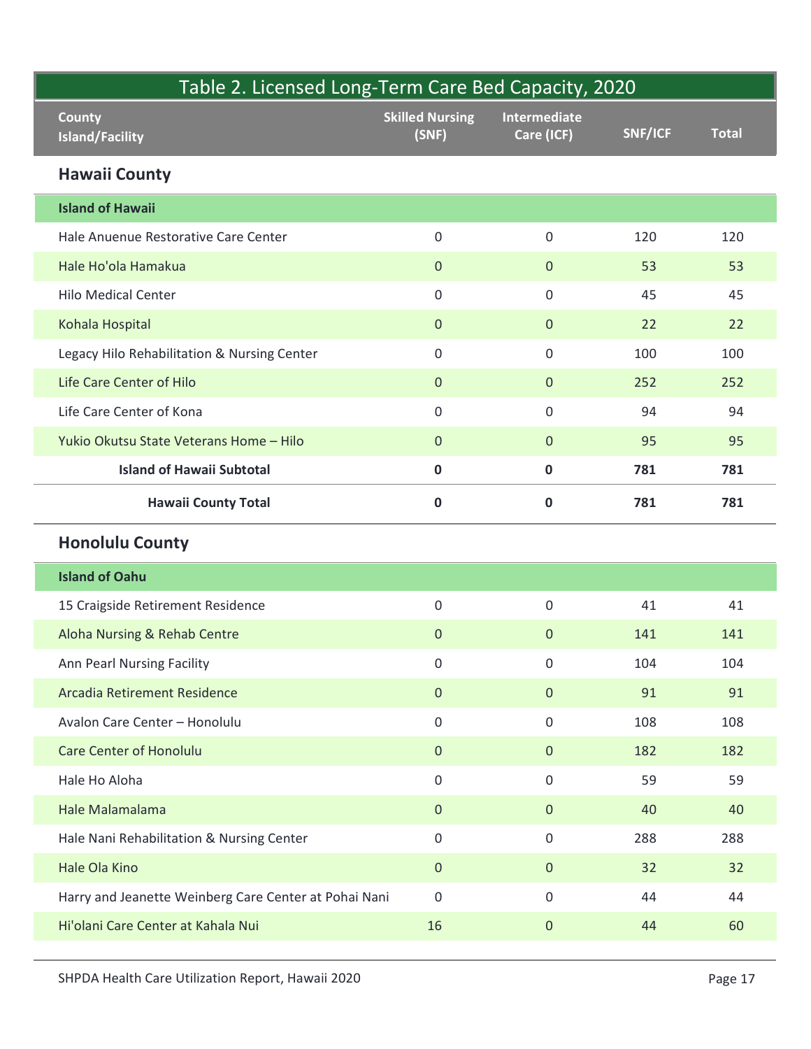| Table 2. Licensed Long-Term Care Bed Capacity, 2020 | | | | |
|---|---|---|---|---|
| **County Island/Facility** | **Skilled Nursing (SNF)** | **Intermediate Care (ICF)** | **SNF/ICF** | **Total** |
| **Hawaii County** | | | | |
| **Island of Hawaii** | | | | |
| Hale Anuenue Restorative Care Center | 0 | 0 | 120 | 120 |
| Hale Ho'ola Hamakua | 0 | 0 | 53 | 53 |
| Hilo Medical Center | 0 | 0 | 45 | 45 |
| Kohala Hospital | 0 | 0 | 22 | 22 |
| Legacy Hilo Rehabilitation & Nursing Center | 0 | 0 | 100 | 100 |
| Life Care Center of Hilo | 0 | 0 | 252 | 252 |
| Life Care Center of Kona | 0 | 0 | 94 | 94 |
| Yukio Okutsu State Veterans Home – Hilo | 0 | 0 | 95 | 95 |
| **Island of Hawaii Subtotal** | **0** | **0** | **781** | **781** |
| **Hawaii County Total** | **0** | **0** | **781** | **781** |
| **Honolulu County** | | | | |
| **Island of Oahu** | | | | |
| 15 Craigside Retirement Residence | 0 | 0 | 41 | 41 |
| Aloha Nursing & Rehab Centre | 0 | 0 | 141 | 141 |
| Ann Pearl Nursing Facility | 0 | 0 | 104 | 104 |
| Arcadia Retirement Residence | 0 | 0 | 91 | 91 |
| Avalon Care Center – Honolulu | 0 | 0 | 108 | 108 |
| Care Center of Honolulu | 0 | 0 | 182 | 182 |
| Hale Ho Aloha | 0 | 0 | 59 | 59 |
| Hale Malamalama | 0 | 0 | 40 | 40 |
| Hale Nani Rehabilitation & Nursing Center | 0 | 0 | 288 | 288 |
| Hale Ola Kino | 0 | 0 | 32 | 32 |
| Harry and Jeanette Weinberg Care Center at Pohai Nani | 0 | 0 | 44 | 44 |
| Hi'olani Care Center at Kahala Nui | 16 | 0 | 44 | 60 |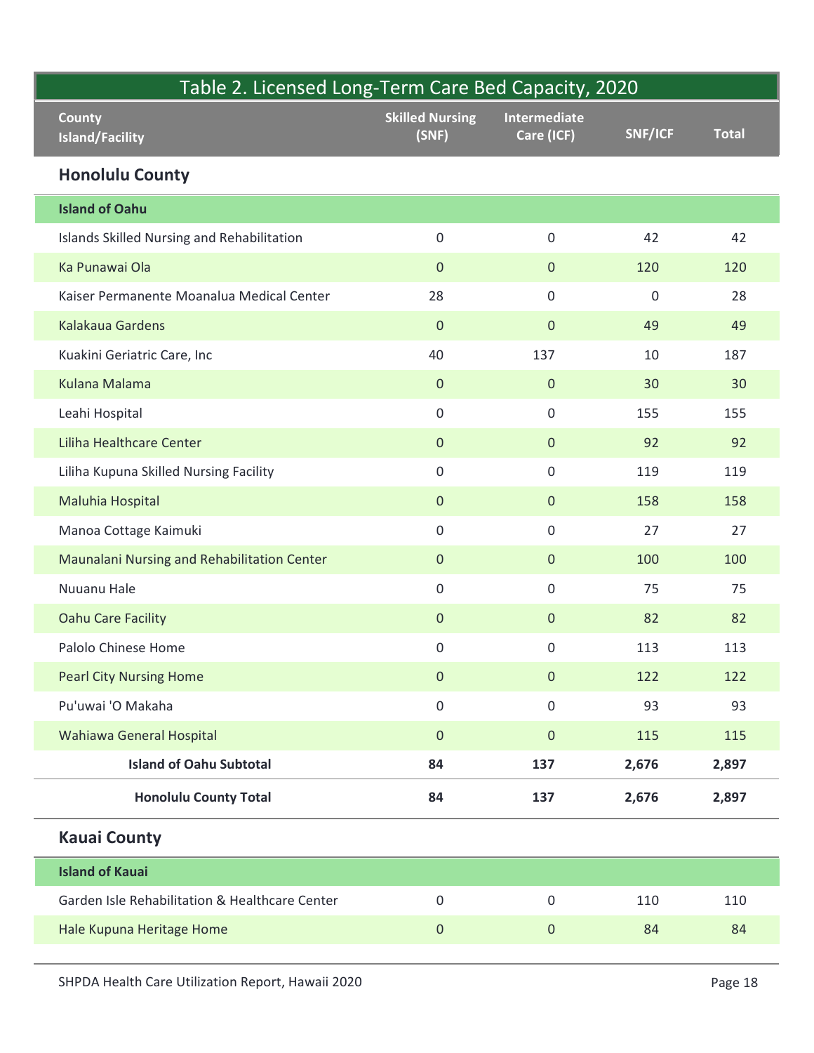| Table 2. Licensed Long-Term Care Bed Capacity, 2020 | | | | |
|---|---|---|---|---|
| **County Island/Facility** | **Skilled Nursing (SNF)** | **Intermediate Care (ICF)** | **SNF/ICF** | **Total** |
| **Honolulu County** | | | | |
| **Island of Oahu** | | | | |
| Islands Skilled Nursing and Rehabilitation | 0 | 0 | 42 | 42 |
| Ka Punawai Ola | 0 | 0 | 120 | 120 |
| Kaiser Permanente Moanalua Medical Center | 28 | 0 | 0 | 28 |
| Kalakaua Gardens | 0 | 0 | 49 | 49 |
| Kuakini Geriatric Care, Inc | 40 | 137 | 10 | 187 |
| Kulana Malama | 0 | 0 | 30 | 30 |
| Leahi Hospital | 0 | 0 | 155 | 155 |
| Liliha Healthcare Center | 0 | 0 | 92 | 92 |
| Liliha Kupuna Skilled Nursing Facility | 0 | 0 | 119 | 119 |
| Maluhia Hospital | 0 | 0 | 158 | 158 |
| Manoa Cottage Kaimuki | 0 | 0 | 27 | 27 |
| Maunalani Nursing and Rehabilitation Center | 0 | 0 | 100 | 100 |
| Nuuanu Hale | 0 | 0 | 75 | 75 |
| Oahu Care Facility | 0 | 0 | 82 | 82 |
| Palolo Chinese Home | 0 | 0 | 113 | 113 |
| Pearl City Nursing Home | 0 | 0 | 122 | 122 |
| Pu'uwai 'O Makaha | 0 | 0 | 93 | 93 |
| Wahiawa General Hospital | 0 | 0 | 115 | 115 |
| **Island of Oahu Subtotal** | **84** | **137** | **2,676** | **2,897** |
| **Honolulu County Total** | **84** | **137** | **2,676** | **2,897** |
| **Kauai County** | | | | |
| **Island of Kauai** | | | | |
| Garden Isle Rehabilitation & Healthcare Center | 0 | 0 | 110 | 110 |
| Hale Kupuna Heritage Home | 0 | 0 | 84 | 84 |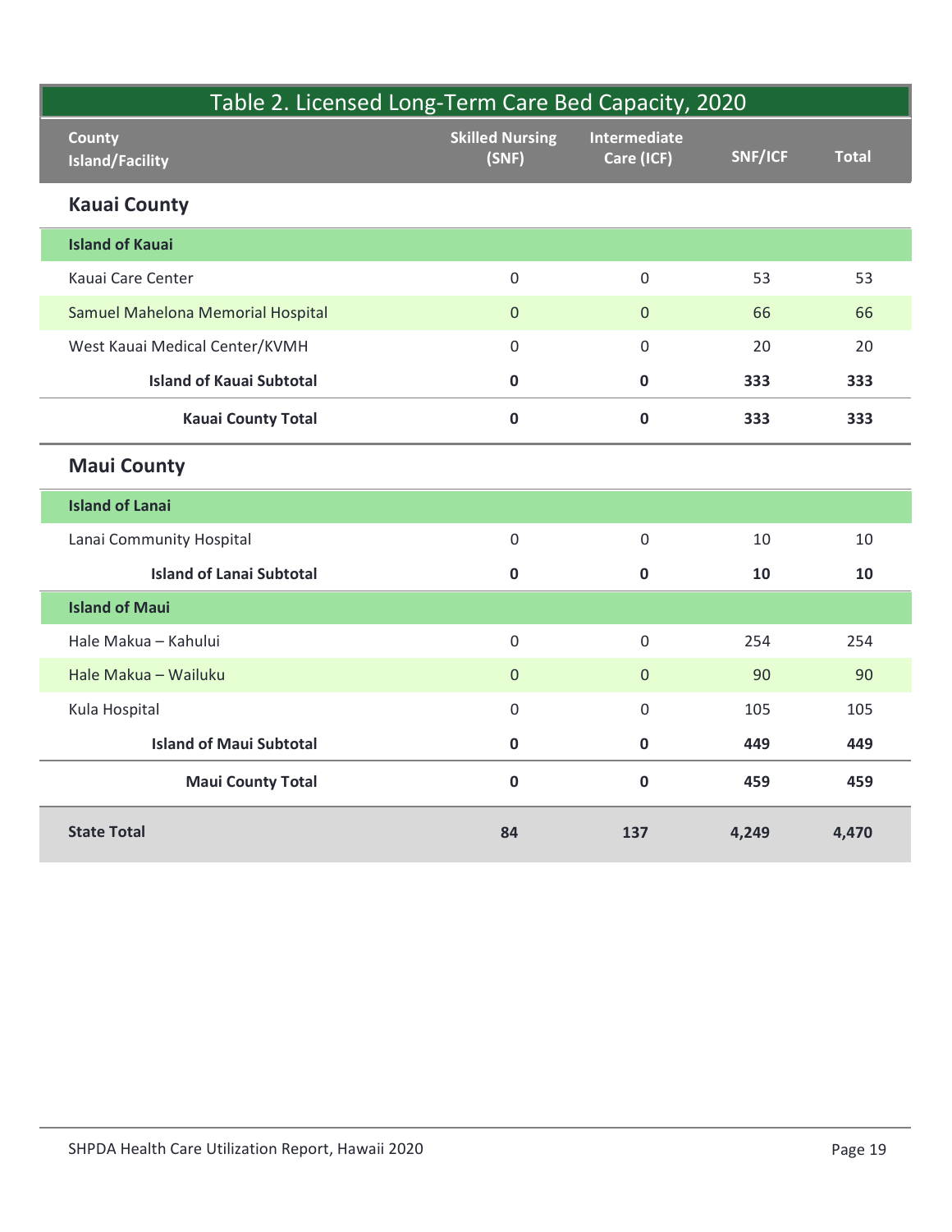| Table 2. Licensed Long-Term Care Bed Capacity, 2020 | | | | |
|---|---|---|---|---|
| **County Island/Facility** | **Skilled Nursing (SNF)** | **Intermediate Care (ICF)** | **SNF/ICF** | **Total** |
| **Kauai County** | | | | |
| **Island of Kauai** | | | | |
| Kauai Care Center | 0 | 0 | 53 | 53 |
| Samuel Mahelona Memorial Hospital | 0 | 0 | 66 | 66 |
| West Kauai Medical Center/KVMH | 0 | 0 | 20 | 20 |
| **Island of Kauai Subtotal** | **0** | **0** | **333** | **333** |
| **Kauai County Total** | **0** | **0** | **333** | **333** |
| **Maui County** | | | | |
| **Island of Lanai** | | | | |
| Lanai Community Hospital | 0 | 0 | 10 | 10 |
| **Island of Lanai Subtotal** | **0** | **0** | **10** | **10** |
| **Island of Maui** | | | | |
| Hale Makua – Kahului | 0 | 0 | 254 | 254 |
| Hale Makua – Wailuku | 0 | 0 | 90 | 90 |
| Kula Hospital | 0 | 0 | 105 | 105 |
| **Island of Maui Subtotal** | **0** | **0** | **449** | **449** |
| **Maui County Total** | **0** | **0** | **459** | **459** |
| **State Total** | **84** | **137** | **4,249** | **4,470** |